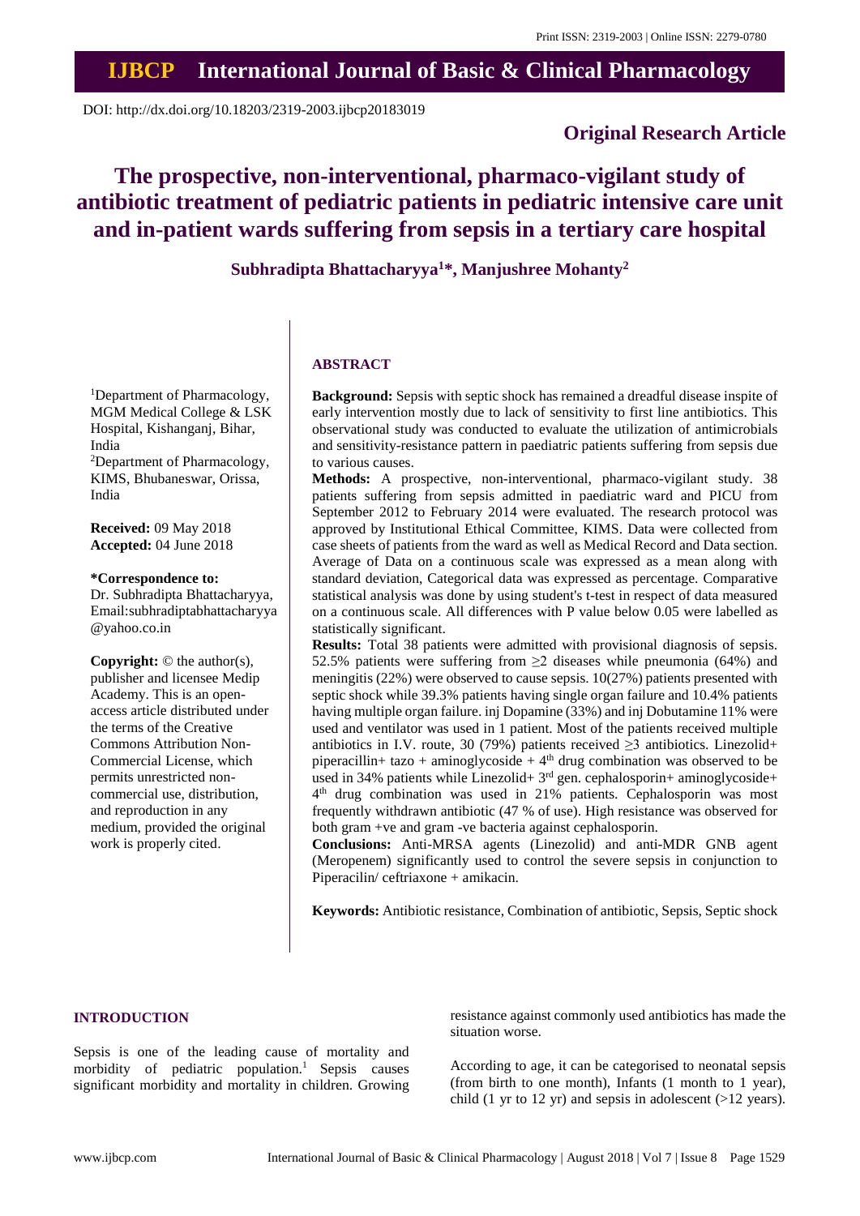Print ISSN: 2319-2003 | Online ISSN: 2279-0780

# IJBCP International Journal of Basic & Clinical Pharmacology

DOI: http://dx.doi.org/10.18203/2319-2003.ijbcp20183019

**Original Research Article**

# The prospective, non-interventional, pharmaco-vigilant study of antibiotic treatment of pediatric patients in pediatric intensive care unit and in-patient wards suffering from sepsis in a tertiary care hospital

**Subhradipta Bhattacharyya[1]*, Manjushree Mohanty[2]**

[1]Department of Pharmacology, MGM Medical College & LSK Hospital, Kishanganj, Bihar, India

[2]Department of Pharmacology, KIMS, Bhubaneswar, Orissa, India

**Received:** 09 May 2018
**Accepted:** 04 June 2018

**\*Correspondence to:**
Dr. Subhradipta Bhattacharyya,
Email:subhradiptabhattacharyya@yahoo.co.in

**Copyright:** © the author(s), publisher and licensee Medip Academy. This is an open-access article distributed under the terms of the Creative Commons Attribution Non-Commercial License, which permits unrestricted non-commercial use, distribution, and reproduction in any medium, provided the original work is properly cited.

## ABSTRACT

**Background:** Sepsis with septic shock has remained a dreadful disease inspite of early intervention mostly due to lack of sensitivity to first line antibiotics. This observational study was conducted to evaluate the utilization of antimicrobials and sensitivity-resistance pattern in paediatric patients suffering from sepsis due to various causes.

**Methods:** A prospective, non-interventional, pharmaco-vigilant study. 38 patients suffering from sepsis admitted in paediatric ward and PICU from September 2012 to February 2014 were evaluated. The research protocol was approved by Institutional Ethical Committee, KIMS. Data were collected from case sheets of patients from the ward as well as Medical Record and Data section. Average of Data on a continuous scale was expressed as a mean along with standard deviation, Categorical data was expressed as percentage. Comparative statistical analysis was done by using student's t-test in respect of data measured on a continuous scale. All differences with P value below 0.05 were labelled as statistically significant.

**Results:** Total 38 patients were admitted with provisional diagnosis of sepsis. 52.5% patients were suffering from ≥2 diseases while pneumonia (64%) and meningitis (22%) were observed to cause sepsis. 10(27%) patients presented with septic shock while 39.3% patients having single organ failure and 10.4% patients having multiple organ failure. inj Dopamine (33%) and inj Dobutamine 11% were used and ventilator was used in 1 patient. Most of the patients received multiple antibiotics in I.V. route, 30 (79%) patients received ≥3 antibiotics. Linezolid+ piperacillin+ tazo + aminoglycoside + 4th drug combination was observed to be used in 34% patients while Linezolid+ 3rd gen. cephalosporin+ aminoglycoside+ 4th drug combination was used in 21% patients. Cephalosporin was most frequently withdrawn antibiotic (47 % of use). High resistance was observed for both gram +ve and gram -ve bacteria against cephalosporin.

**Conclusions:** Anti-MRSA agents (Linezolid) and anti-MDR GNB agent (Meropenem) significantly used to control the severe sepsis in conjunction to Piperacilin/ ceftriaxone + amikacin.

**Keywords:** Antibiotic resistance, Combination of antibiotic, Sepsis, Septic shock

## INTRODUCTION

Sepsis is one of the leading cause of mortality and morbidity of pediatric population.[1] Sepsis causes significant morbidity and mortality in children. Growing resistance against commonly used antibiotics has made the situation worse.

According to age, it can be categorised to neonatal sepsis (from birth to one month), Infants (1 month to 1 year), child (1 yr to 12 yr) and sepsis in adolescent (>12 years).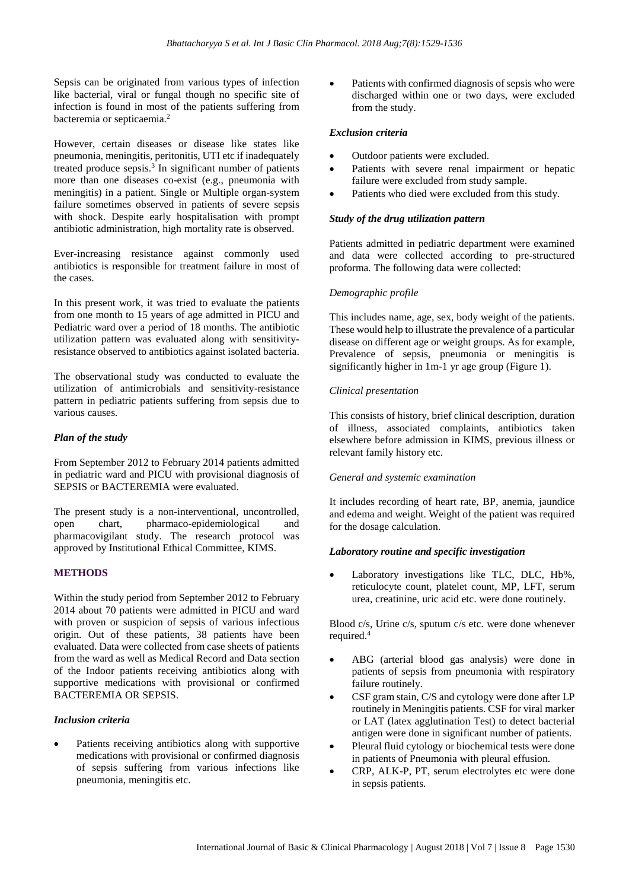Sepsis can be originated from various types of infection like bacterial, viral or fungal though no specific site of infection is found in most of the patients suffering from bacteremia or septicaemia.[2]

However, certain diseases or disease like states like pneumonia, meningitis, peritonitis, UTI etc if inadequately treated produce sepsis.[3] In significant number of patients more than one diseases co-exist (e.g., pneumonia with meningitis) in a patient. Single or Multiple organ-system failure sometimes observed in patients of severe sepsis with shock. Despite early hospitalisation with prompt antibiotic administration, high mortality rate is observed.

Ever-increasing resistance against commonly used antibiotics is responsible for treatment failure in most of the cases.

In this present work, it was tried to evaluate the patients from one month to 15 years of age admitted in PICU and Pediatric ward over a period of 18 months. The antibiotic utilization pattern was evaluated along with sensitivity-resistance observed to antibiotics against isolated bacteria.

The observational study was conducted to evaluate the utilization of antimicrobials and sensitivity-resistance pattern in pediatric patients suffering from sepsis due to various causes.

### *Plan of the study*

From September 2012 to February 2014 patients admitted in pediatric ward and PICU with provisional diagnosis of SEPSIS or BACTEREMIA were evaluated.

The present study is a non-interventional, uncontrolled, open chart, pharmaco-epidemiological and pharmacovigilant study. The research protocol was approved by Institutional Ethical Committee, KIMS.

## METHODS

Within the study period from September 2012 to February 2014 about 70 patients were admitted in PICU and ward with proven or suspicion of sepsis of various infectious origin. Out of these patients, 38 patients have been evaluated. Data were collected from case sheets of patients from the ward as well as Medical Record and Data section of the Indoor patients receiving antibiotics along with supportive medications with provisional or confirmed BACTEREMIA OR SEPSIS.

### *Inclusion criteria*

- Patients receiving antibiotics along with supportive medications with provisional or confirmed diagnosis of sepsis suffering from various infections like pneumonia, meningitis etc.
- Patients with confirmed diagnosis of sepsis who were discharged within one or two days, were excluded from the study.

### *Exclusion criteria*

- Outdoor patients were excluded.
- Patients with severe renal impairment or hepatic failure were excluded from study sample.
- Patients who died were excluded from this study.

### *Study of the drug utilization pattern*

Patients admitted in pediatric department were examined and data were collected according to pre-structured proforma. The following data were collected:

*Demographic profile*

This includes name, age, sex, body weight of the patients. These would help to illustrate the prevalence of a particular disease on different age or weight groups. As for example, Prevalence of sepsis, pneumonia or meningitis is significantly higher in 1m-1 yr age group (Figure 1).

*Clinical presentation*

This consists of history, brief clinical description, duration of illness, associated complaints, antibiotics taken elsewhere before admission in KIMS, previous illness or relevant family history etc.

*General and systemic examination*

It includes recording of heart rate, BP, anemia, jaundice and edema and weight. Weight of the patient was required for the dosage calculation.

### *Laboratory routine and specific investigation*

- Laboratory investigations like TLC, DLC, Hb%, reticulocyte count, platelet count, MP, LFT, serum urea, creatinine, uric acid etc. were done routinely.

Blood c/s, Urine c/s, sputum c/s etc. were done whenever required.[4]

- ABG (arterial blood gas analysis) were done in patients of sepsis from pneumonia with respiratory failure routinely.
- CSF gram stain, C/S and cytology were done after LP routinely in Meningitis patients. CSF for viral marker or LAT (latex agglutination Test) to detect bacterial antigen were done in significant number of patients.
- Pleural fluid cytology or biochemical tests were done in patients of Pneumonia with pleural effusion.
- CRP, ALK-P, PT, serum electrolytes etc were done in sepsis patients.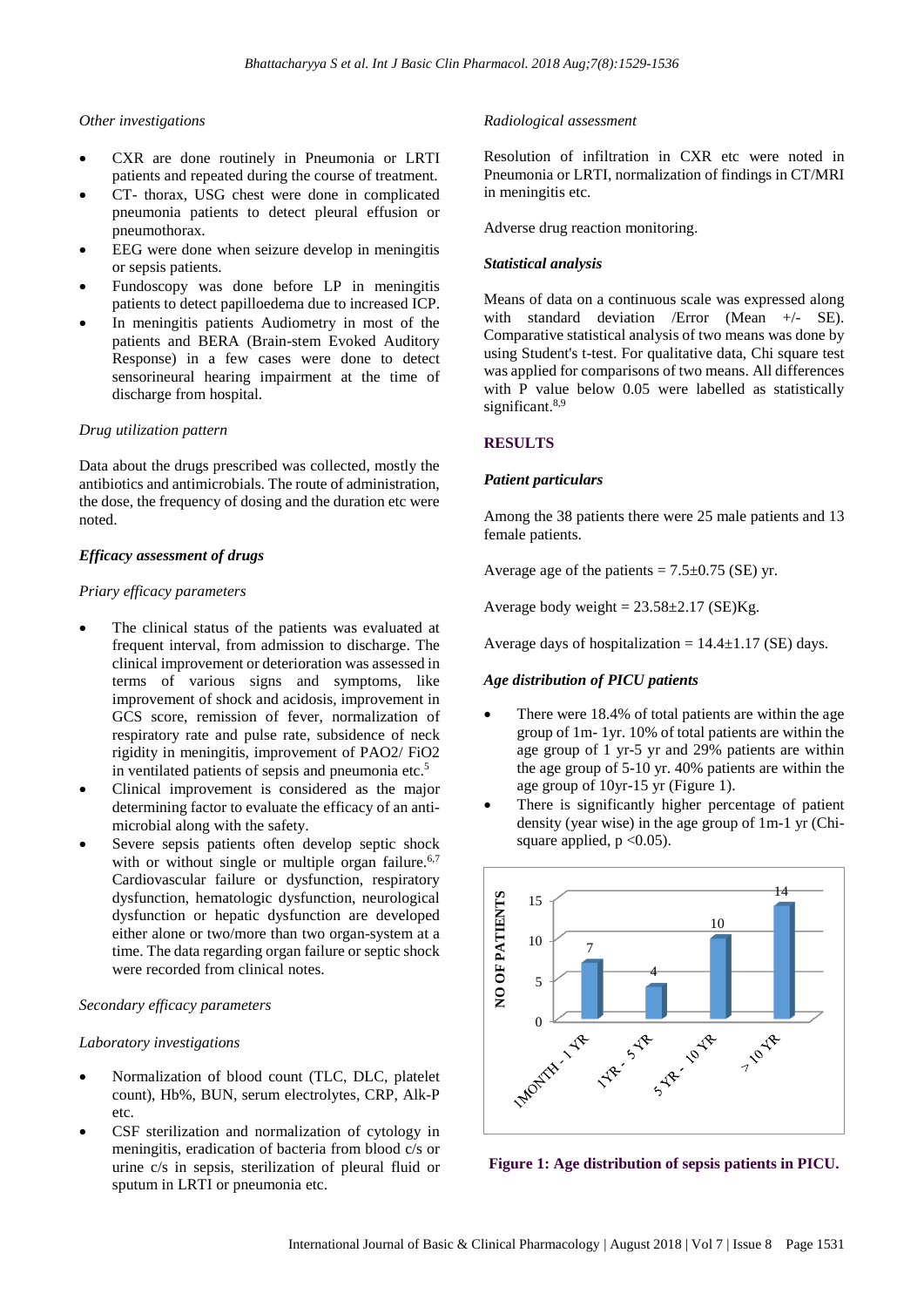*Other investigations*

- CXR are done routinely in Pneumonia or LRTI patients and repeated during the course of treatment.
- CT- thorax, USG chest were done in complicated pneumonia patients to detect pleural effusion or pneumothorax.
- EEG were done when seizure develop in meningitis or sepsis patients.
- Fundoscopy was done before LP in meningitis patients to detect papilloedema due to increased ICP.
- In meningitis patients Audiometry in most of the patients and BERA (Brain-stem Evoked Auditory Response) in a few cases were done to detect sensorineural hearing impairment at the time of discharge from hospital.

*Drug utilization pattern*

Data about the drugs prescribed was collected, mostly the antibiotics and antimicrobials. The route of administration, the dose, the frequency of dosing and the duration etc were noted.

***Efficacy assessment of drugs***

*Priary efficacy parameters*

- The clinical status of the patients was evaluated at frequent interval, from admission to discharge. The clinical improvement or deterioration was assessed in terms of various signs and symptoms, like improvement of shock and acidosis, improvement in GCS score, remission of fever, normalization of respiratory rate and pulse rate, subsidence of neck rigidity in meningitis, improvement of PAO2/ FiO2 in ventilated patients of sepsis and pneumonia etc.[5]
- Clinical improvement is considered as the major determining factor to evaluate the efficacy of an anti-microbial along with the safety.
- Severe sepsis patients often develop septic shock with or without single or multiple organ failure.[6,7] Cardiovascular failure or dysfunction, respiratory dysfunction, hematologic dysfunction, neurological dysfunction or hepatic dysfunction are developed either alone or two/more than two organ-system at a time. The data regarding organ failure or septic shock were recorded from clinical notes.

*Secondary efficacy parameters*

*Laboratory investigations*

- Normalization of blood count (TLC, DLC, platelet count), Hb%, BUN, serum electrolytes, CRP, Alk-P etc.
- CSF sterilization and normalization of cytology in meningitis, eradication of bacteria from blood c/s or urine c/s in sepsis, sterilization of pleural fluid or sputum in LRTI or pneumonia etc.

*Radiological assessment*

Resolution of infiltration in CXR etc were noted in Pneumonia or LRTI, normalization of findings in CT/MRI in meningitis etc.

Adverse drug reaction monitoring.

***Statistical analysis***

Means of data on a continuous scale was expressed along with standard deviation /Error (Mean +/- SE). Comparative statistical analysis of two means was done by using Student's t-test. For qualitative data, Chi square test was applied for comparisons of two means. All differences with P value below 0.05 were labelled as statistically significant.[8,9]

## RESULTS

***Patient particulars***

Among the 38 patients there were 25 male patients and 13 female patients.

Average age of the patients = 7.5±0.75 (SE) yr.

Average body weight = 23.58±2.17 (SE)Kg.

Average days of hospitalization = 14.4±1.17 (SE) days.

***Age distribution of PICU patients***

- There were 18.4% of total patients are within the age group of 1m- 1yr. 10% of total patients are within the age group of 1 yr-5 yr and 29% patients are within the age group of 5-10 yr. 40% patients are within the age group of 10yr-15 yr (Figure 1).
- There is significantly higher percentage of patient density (year wise) in the age group of 1m-1 yr (Chi-square applied, $p < 0.05$).

**Figure 1: Age distribution of sepsis patients in PICU.**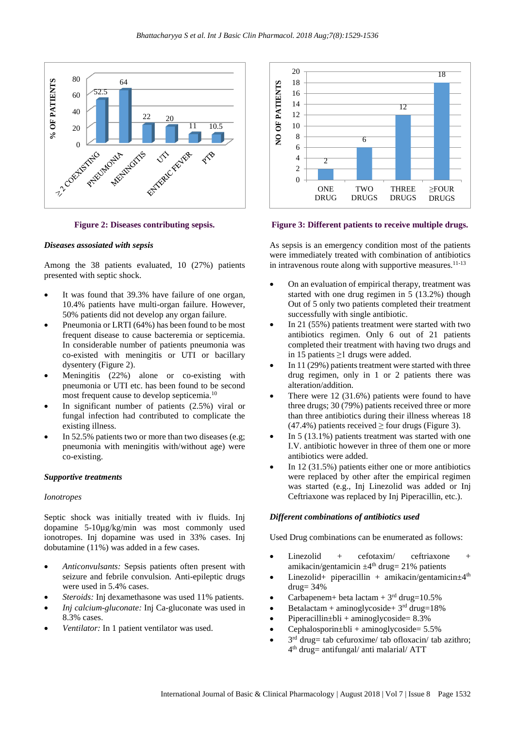Figure 2: Diseases contributing sepsis.

Figure 3: Different patients to receive multiple drugs.

### *Diseases assosiated with sepsis*

Among the 38 patients evaluated, 10 (27%) patients presented with septic shock.

- It was found that 39.3% have failure of one organ, 10.4% patients have multi-organ failure. However, 50% patients did not develop any organ failure.
- Pneumonia or LRTI (64%) has been found to be most frequent disease to cause bacteremia or septicemia. In considerable number of patients pneumonia was co-existed with meningitis or UTI or bacillary dysentery (Figure 2).
- Meningitis (22%) alone or co-existing with pneumonia or UTI etc. has been found to be second most frequent cause to develop septicemia.[10]
- In significant number of patients (2.5%) viral or fungal infection had contributed to complicate the existing illness.
- In 52.5% patients two or more than two diseases (e.g; pneumonia with meningitis with/without age) were co-existing.

### *Supportive treatments*

*Ionotropes*

Septic shock was initially treated with iv fluids. Inj dopamine 5-10µg/kg/min was most commonly used ionotropes. Inj dopamine was used in 33% cases. Inj dobutamine (11%) was added in a few cases.

- *Anticonvulsants:* Sepsis patients often present with seizure and febrile convulsion. Anti-epileptic drugs were used in 5.4% cases.
- *Steroids:* Inj dexamethasone was used 11% patients.
- *Inj calcium-gluconate:* Inj Ca-gluconate was used in 8.3% cases.
- *Ventilator:* In 1 patient ventilator was used.

As sepsis is an emergency condition most of the patients were immediately treated with combination of antibiotics in intravenous route along with supportive measures.[11-13]

- On an evaluation of empirical therapy, treatment was started with one drug regimen in 5 (13.2%) though Out of 5 only two patients completed their treatment successfully with single antibiotic.
- In 21 (55%) patients treatment were started with two antibiotics regimen. Only 6 out of 21 patients completed their treatment with having two drugs and in 15 patients ≥1 drugs were added.
- In 11 (29%) patients treatment were started with three drug regimen, only in 1 or 2 patients there was alteration/addition.
- There were 12 (31.6%) patients were found to have three drugs; 30 (79%) patients received three or more than three antibiotics during their illness whereas 18 (47.4%) patients received ≥ four drugs (Figure 3).
- In 5 (13.1%) patients treatment was started with one I.V. antibiotic however in three of them one or more antibiotics were added.
- In 12 (31.5%) patients either one or more antibiotics were replaced by other after the empirical regimen was started (e.g., Inj Linezolid was added or Inj Ceftriaxone was replaced by Inj Piperacillin, etc.).

### *Different combinations of antibiotics used*

Used Drug combinations can be enumerated as follows:

- Linezolid + cefotaxim/ ceftriaxone + amikacin/gentamicin ±4th drug= 21% patients
- Linezolid+ piperacillin + amikacin/gentamicin±4th drug= 34%
- Carbapenem+ beta lactam + 3rd drug=10.5%
- Betalactam + aminoglycoside+ 3rd drug=18%
- Piperacillin±bli + aminoglycoside= 8.3%
- Cephalosporin±bli + aminoglycoside= 5.5%
- 3rd drug= tab cefuroxime/ tab ofloxacin/ tab azithro; 4th drug= antifungal/ anti malarial/ ATT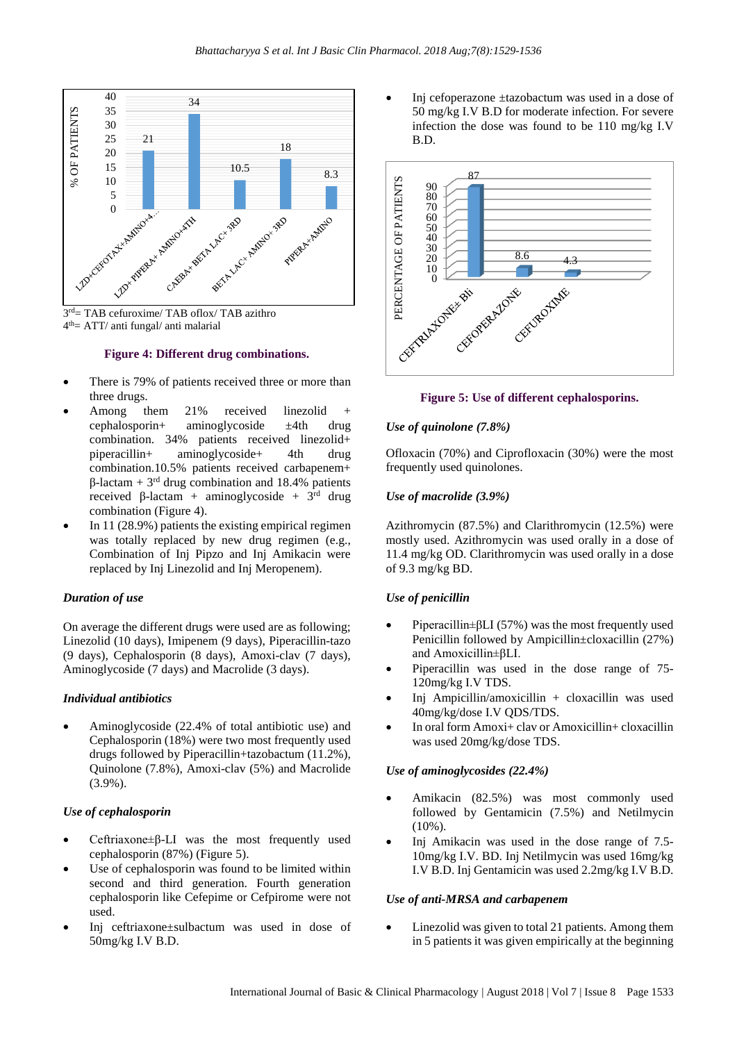3rd= TAB cefuroxime/ TAB oflox/ TAB azithro
4th= ATT/ anti fungal/ anti malarial

**Figure 4: Different drug combinations.**

- There is 79% of patients received three or more than three drugs.
- Among them 21% received linezolid + cephalosporin+ aminoglycoside ±4th drug combination. 34% patients received linezolid+ piperacillin+ aminoglycoside+ 4th drug combination.10.5% patients received carbapenem+ β-lactam + 3rd drug combination and 18.4% patients received β-lactam + aminoglycoside + 3rd drug combination (Figure 4).
- In 11 (28.9%) patients the existing empirical regimen was totally replaced by new drug regimen (e.g., Combination of Inj Pipzo and Inj Amikacin were replaced by Inj Linezolid and Inj Meropenem).

*Duration of use*

On average the different drugs were used are as following; Linezolid (10 days), Imipenem (9 days), Piperacillin-tazo (9 days), Cephalosporin (8 days), Amoxi-clav (7 days), Aminoglycoside (7 days) and Macrolide (3 days).

*Individual antibiotics*

- Aminoglycoside (22.4% of total antibiotic use) and Cephalosporin (18%) were two most frequently used drugs followed by Piperacillin+tazobactum (11.2%), Quinolone (7.8%), Amoxi-clav (5%) and Macrolide (3.9%).

*Use of cephalosporin*

- Ceftriaxone±β-LI was the most frequently used cephalosporin (87%) (Figure 5).
- Use of cephalosporin was found to be limited within second and third generation. Fourth generation cephalosporin like Cefepime or Cefpirome were not used.
- Inj ceftriaxone±sulbactum was used in dose of 50mg/kg I.V B.D.
- Inj cefoperazone ±tazobactum was used in a dose of 50 mg/kg I.V B.D for moderate infection. For severe infection the dose was found to be 110 mg/kg I.V B.D.

**Figure 5: Use of different cephalosporins.**

*Use of quinolone (7.8%)*

Ofloxacin (70%) and Ciprofloxacin (30%) were the most frequently used quinolones.

*Use of macrolide (3.9%)*

Azithromycin (87.5%) and Clarithromycin (12.5%) were mostly used. Azithromycin was used orally in a dose of 11.4 mg/kg OD. Clarithromycin was used orally in a dose of 9.3 mg/kg BD.

*Use of penicillin*

- Piperacillin±βLI (57%) was the most frequently used Penicillin followed by Ampicillin±cloxacillin (27%) and Amoxicillin±βLI.
- Piperacillin was used in the dose range of 75-120mg/kg I.V TDS.
- Inj Ampicillin/amoxicillin + cloxacillin was used 40mg/kg/dose I.V QDS/TDS.
- In oral form Amoxi+ clav or Amoxicillin+ cloxacillin was used 20mg/kg/dose TDS.

*Use of aminoglycosides (22.4%)*

- Amikacin (82.5%) was most commonly used followed by Gentamicin (7.5%) and Netilmycin (10%).
- Inj Amikacin was used in the dose range of 7.5-10mg/kg I.V. BD. Inj Netilmycin was used 16mg/kg I.V B.D. Inj Gentamicin was used 2.2mg/kg I.V B.D.

*Use of anti-MRSA and carbapenem*

- Linezolid was given to total 21 patients. Among them in 5 patients it was given empirically at the beginning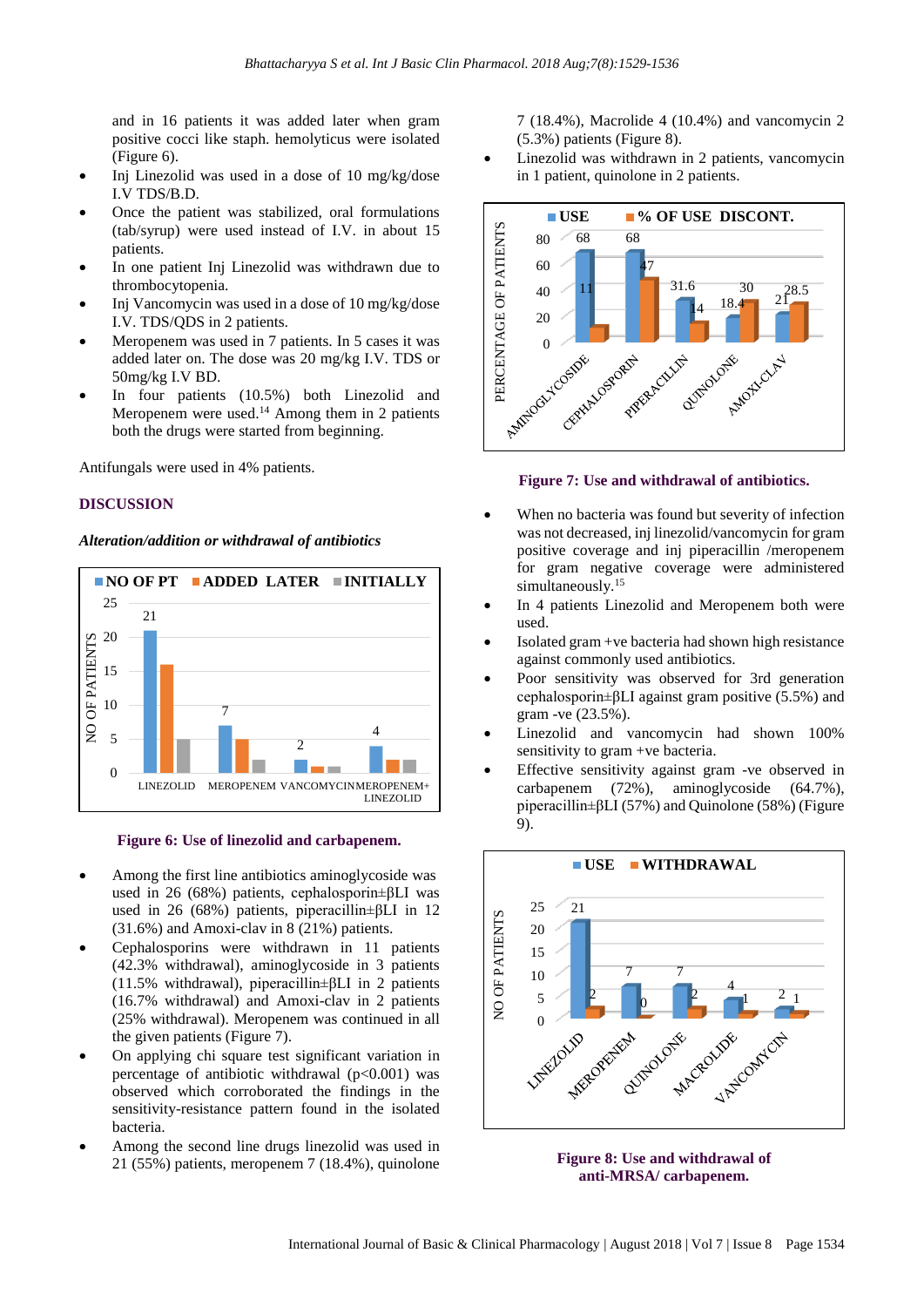and in 16 patients it was added later when gram positive cocci like staph. hemolyticus were isolated (Figure 6).

- Inj Linezolid was used in a dose of 10 mg/kg/dose I.V TDS/B.D.
- Once the patient was stabilized, oral formulations (tab/syrup) were used instead of I.V. in about 15 patients.
- In one patient Inj Linezolid was withdrawn due to thrombocytopenia.
- Inj Vancomycin was used in a dose of 10 mg/kg/dose I.V. TDS/QDS in 2 patients.
- Meropenem was used in 7 patients. In 5 cases it was added later on. The dose was 20 mg/kg I.V. TDS or 50mg/kg I.V BD.
- In four patients (10.5%) both Linezolid and Meropenem were used.[14] Among them in 2 patients both the drugs were started from beginning.

Antifungals were used in 4% patients.

## DISCUSSION

### *Alteration/addition or withdrawal of antibiotics*

**Figure 6: Use of linezolid and carbapenem.**

- Among the first line antibiotics aminoglycoside was used in 26 (68%) patients, cephalosporin±βLI was used in 26 (68%) patients, piperacillin±βLI in 12 (31.6%) and Amoxi-clav in 8 (21%) patients.
- Cephalosporins were withdrawn in 11 patients (42.3% withdrawal), aminoglycoside in 3 patients (11.5% withdrawal), piperacillin±βLI in 2 patients (16.7% withdrawal) and Amoxi-clav in 2 patients (25% withdrawal). Meropenem was continued in all the given patients (Figure 7).
- On applying chi square test significant variation in percentage of antibiotic withdrawal ($p<0.001$) was observed which corroborated the findings in the sensitivity-resistance pattern found in the isolated bacteria.
- Among the second line drugs linezolid was used in 21 (55%) patients, meropenem 7 (18.4%), quinolone 7 (18.4%), Macrolide 4 (10.4%) and vancomycin 2 (5.3%) patients (Figure 8).
- Linezolid was withdrawn in 2 patients, vancomycin in 1 patient, quinolone in 2 patients.

**Figure 7: Use and withdrawal of antibiotics.**

- When no bacteria was found but severity of infection was not decreased, inj linezolid/vancomycin for gram positive coverage and inj piperacillin /meropenem for gram negative coverage were administered simultaneously.[15]
- In 4 patients Linezolid and Meropenem both were used.
- Isolated gram +ve bacteria had shown high resistance against commonly used antibiotics.
- Poor sensitivity was observed for 3rd generation cephalosporin±βLI against gram positive (5.5%) and gram -ve (23.5%).
- Linezolid and vancomycin had shown 100% sensitivity to gram +ve bacteria.
- Effective sensitivity against gram -ve observed in carbapenem (72%), aminoglycoside (64.7%), piperacillin±βLI (57%) and Quinolone (58%) (Figure 9).

**Figure 8: Use and withdrawal of anti-MRSA/ carbapenem.**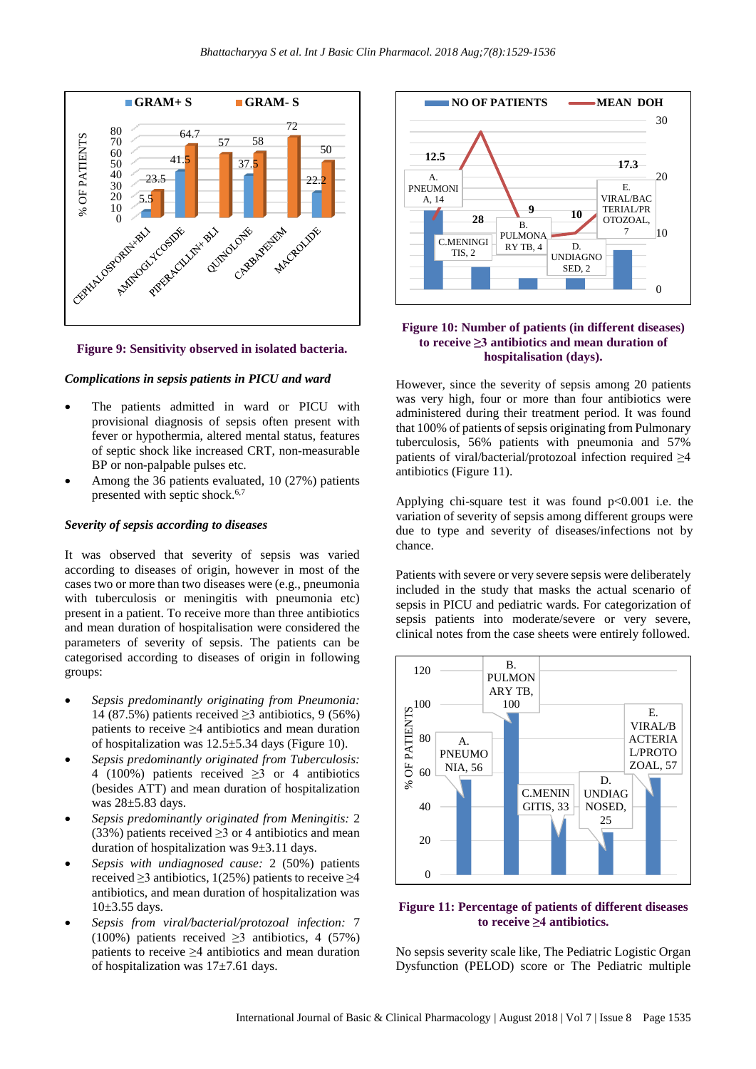**Figure 9: Sensitivity observed in isolated bacteria.**

### *Complications in sepsis patients in PICU and ward*

- The patients admitted in ward or PICU with provisional diagnosis of sepsis often present with fever or hypothermia, altered mental status, features of septic shock like increased CRT, non-measurable BP or non-palpable pulses etc.
- Among the 36 patients evaluated, 10 (27%) patients presented with septic shock.[6,7]

### *Severity of sepsis according to diseases*

It was observed that severity of sepsis was varied according to diseases of origin, however in most of the cases two or more than two diseases were (e.g., pneumonia with tuberculosis or meningitis with pneumonia etc) present in a patient. To receive more than three antibiotics and mean duration of hospitalisation were considered the parameters of severity of sepsis. The patients can be categorised according to diseases of origin in following groups:

- *Sepsis predominantly originating from Pneumonia:* 14 (87.5%) patients received ≥3 antibiotics, 9 (56%) patients to receive ≥4 antibiotics and mean duration of hospitalization was 12.5±5.34 days (Figure 10).
- *Sepsis predominantly originated from Tuberculosis:* 4 (100%) patients received ≥3 or 4 antibiotics (besides ATT) and mean duration of hospitalization was 28±5.83 days.
- *Sepsis predominantly originated from Meningitis:* 2 (33%) patients received ≥3 or 4 antibiotics and mean duration of hospitalization was 9±3.11 days.
- *Sepsis with undiagnosed cause:* 2 (50%) patients received ≥3 antibiotics, 1(25%) patients to receive ≥4 antibiotics, and mean duration of hospitalization was 10±3.55 days.
- *Sepsis from viral/bacterial/protozoal infection:* 7 (100%) patients received ≥3 antibiotics, 4 (57%) patients to receive ≥4 antibiotics and mean duration of hospitalization was 17±7.61 days.

**Figure 10: Number of patients (in different diseases) to receive ≥3 antibiotics and mean duration of hospitalisation (days).**

However, since the severity of sepsis among 20 patients was very high, four or more than four antibiotics were administered during their treatment period. It was found that 100% of patients of sepsis originating from Pulmonary tuberculosis, 56% patients with pneumonia and 57% patients of viral/bacterial/protozoal infection required ≥4 antibiotics (Figure 11).

Applying chi-square test it was found $p<0.001$ i.e. the variation of severity of sepsis among different groups were due to type and severity of diseases/infections not by chance.

Patients with severe or very severe sepsis were deliberately included in the study that masks the actual scenario of sepsis in PICU and pediatric wards. For categorization of sepsis patients into moderate/severe or very severe, clinical notes from the case sheets were entirely followed.

**Figure 11: Percentage of patients of different diseases to receive ≥4 antibiotics.**

No sepsis severity scale like, The Pediatric Logistic Organ Dysfunction (PELOD) score or The Pediatric multiple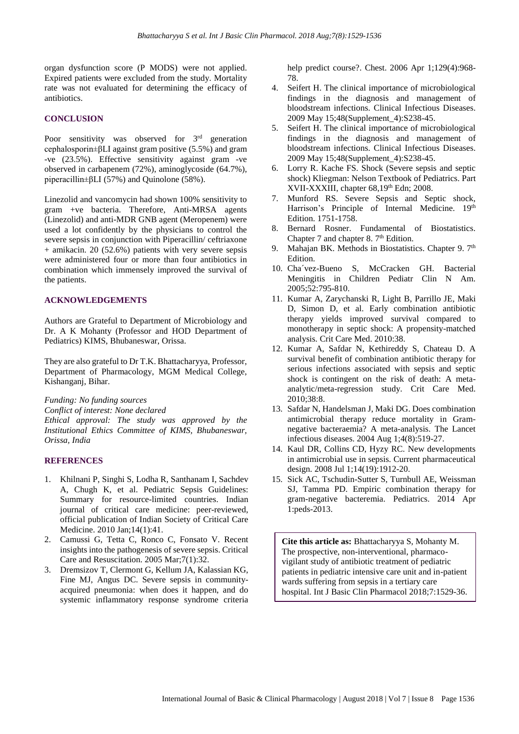organ dysfunction score (P MODS) were not applied. Expired patients were excluded from the study. Mortality rate was not evaluated for determining the efficacy of antibiotics.

## CONCLUSION

Poor sensitivity was observed for 3rd generation cephalosporin±βLI against gram positive (5.5%) and gram -ve (23.5%). Effective sensitivity against gram -ve observed in carbapenem (72%), aminoglycoside (64.7%), piperacillin±βLI (57%) and Quinolone (58%).

Linezolid and vancomycin had shown 100% sensitivity to gram +ve bacteria. Therefore, Anti-MRSA agents (Linezolid) and anti-MDR GNB agent (Meropenem) were used a lot confidently by the physicians to control the severe sepsis in conjunction with Piperacillin/ ceftriaxone + amikacin. 20 (52.6%) patients with very severe sepsis were administered four or more than four antibiotics in combination which immensely improved the survival of the patients.

## ACKNOWLEDGEMENTS

Authors are Grateful to Department of Microbiology and Dr. A K Mohanty (Professor and HOD Department of Pediatrics) KIMS, Bhubaneswar, Orissa.

They are also grateful to Dr T.K. Bhattacharyya, Professor, Department of Pharmacology, MGM Medical College, Kishanganj, Bihar.

*Funding: No funding sources*
*Conflict of interest: None declared*
*Ethical approval: The study was approved by the Institutional Ethics Committee of KIMS, Bhubaneswar, Orissa, India*

## REFERENCES

1. Khilnani P, Singhi S, Lodha R, Santhanam I, Sachdev A, Chugh K, et al. Pediatric Sepsis Guidelines: Summary for resource-limited countries. Indian journal of critical care medicine: peer-reviewed, official publication of Indian Society of Critical Care Medicine. 2010 Jan;14(1):41.
2. Camussi G, Tetta C, Ronco C, Fonsato V. Recent insights into the pathogenesis of severe sepsis. Critical Care and Resuscitation. 2005 Mar;7(1):32.
3. Dremsizov T, Clermont G, Kellum JA, Kalassian KG, Fine MJ, Angus DC. Severe sepsis in community-acquired pneumonia: when does it happen, and do systemic inflammatory response syndrome criteria help predict course?. Chest. 2006 Apr 1;129(4):968-78.
4. Seifert H. The clinical importance of microbiological findings in the diagnosis and management of bloodstream infections. Clinical Infectious Diseases. 2009 May 15;48(Supplement_4):S238-45.
5. Seifert H. The clinical importance of microbiological findings in the diagnosis and management of bloodstream infections. Clinical Infectious Diseases. 2009 May 15;48(Supplement_4):S238-45.
6. Lorry R. Kache FS. Shock (Severe sepsis and septic shock) Kliegman: Nelson Textbook of Pediatrics. Part XVII-XXXIII, chapter 68,19th Edn; 2008.
7. Munford RS. Severe Sepsis and Septic shock, Harrison's Principle of Internal Medicine. 19th Edition. 1751-1758.
8. Bernard Rosner. Fundamental of Biostatistics. Chapter 7 and chapter 8. 7th Edition.
9. Mahajan BK. Methods in Biostatistics. Chapter 9. 7th Edition.
10. Cha´vez-Bueno S, McCracken GH. Bacterial Meningitis in Children Pediatr Clin N Am. 2005;52:795-810.
11. Kumar A, Zarychanski R, Light B, Parrillo JE, Maki D, Simon D, et al. Early combination antibiotic therapy yields improved survival compared to monotherapy in septic shock: A propensity-matched analysis. Crit Care Med. 2010:38.
12. Kumar A, Safdar N, Kethireddy S, Chateau D. A survival benefit of combination antibiotic therapy for serious infections associated with sepsis and septic shock is contingent on the risk of death: A meta-analytic/meta-regression study. Crit Care Med. 2010;38:8.
13. Safdar N, Handelsman J, Maki DG. Does combination antimicrobial therapy reduce mortality in Gram-negative bacteraemia? A meta-analysis. The Lancet infectious diseases. 2004 Aug 1;4(8):519-27.
14. Kaul DR, Collins CD, Hyzy RC. New developments in antimicrobial use in sepsis. Current pharmaceutical design. 2008 Jul 1;14(19):1912-20.
15. Sick AC, Tschudin-Sutter S, Turnbull AE, Weissman SJ, Tamma PD. Empiric combination therapy for gram-negative bacteremia. Pediatrics. 2014 Apr 1:peds-2013.

**Cite this article as:** Bhattacharyya S, Mohanty M. The prospective, non-interventional, pharmaco-vigilant study of antibiotic treatment of pediatric patients in pediatric intensive care unit and in-patient wards suffering from sepsis in a tertiary care hospital. Int J Basic Clin Pharmacol 2018;7:1529-36.